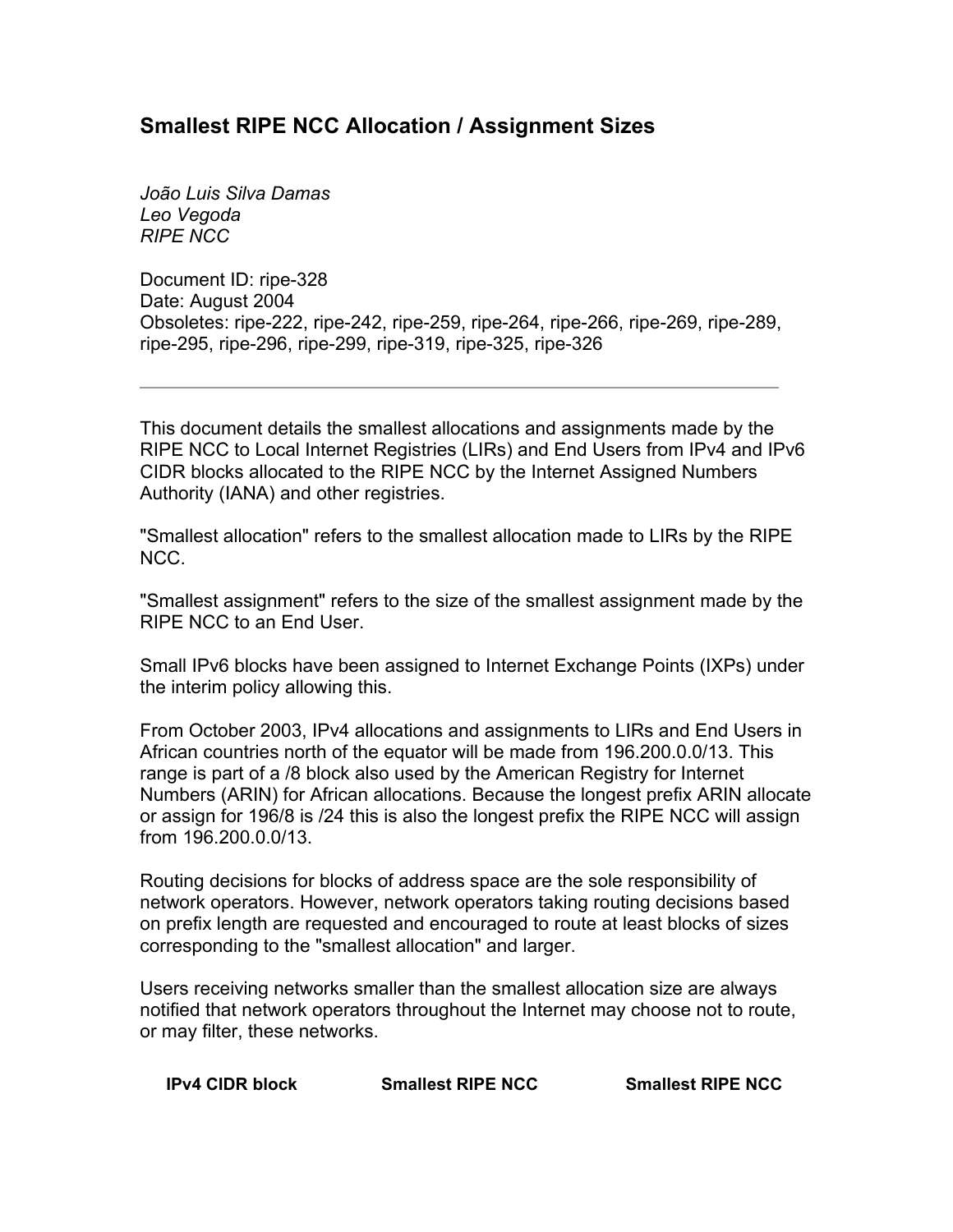# Smallest RIPE NCC Allocation / Assignment Sizes

*João Luis Silva Damas*
*Leo Vegoda*
*RIPE NCC*

Document ID: ripe-328
Date: August 2004
Obsoletes: ripe-222, ripe-242, ripe-259, ripe-264, ripe-266, ripe-269, ripe-289, ripe-295, ripe-296, ripe-299, ripe-319, ripe-325, ripe-326

---

This document details the smallest allocations and assignments made by the RIPE NCC to Local Internet Registries (LIRs) and End Users from IPv4 and IPv6 CIDR blocks allocated to the RIPE NCC by the Internet Assigned Numbers Authority (IANA) and other registries.

"Smallest allocation" refers to the smallest allocation made to LIRs by the RIPE NCC.

"Smallest assignment" refers to the size of the smallest assignment made by the RIPE NCC to an End User.

Small IPv6 blocks have been assigned to Internet Exchange Points (IXPs) under the interim policy allowing this.

From October 2003, IPv4 allocations and assignments to LIRs and End Users in African countries north of the equator will be made from 196.200.0.0/13. This range is part of a /8 block also used by the American Registry for Internet Numbers (ARIN) for African allocations. Because the longest prefix ARIN allocate or assign for 196/8 is /24 this is also the longest prefix the RIPE NCC will assign from 196.200.0.0/13.

Routing decisions for blocks of address space are the sole responsibility of network operators. However, network operators taking routing decisions based on prefix length are requested and encouraged to route at least blocks of sizes corresponding to the "smallest allocation" and larger.

Users receiving networks smaller than the smallest allocation size are always notified that network operators throughout the Internet may choose not to route, or may filter, these networks.

| IPv4 CIDR block | Smallest RIPE NCC | Smallest RIPE NCC |
|---|---|---|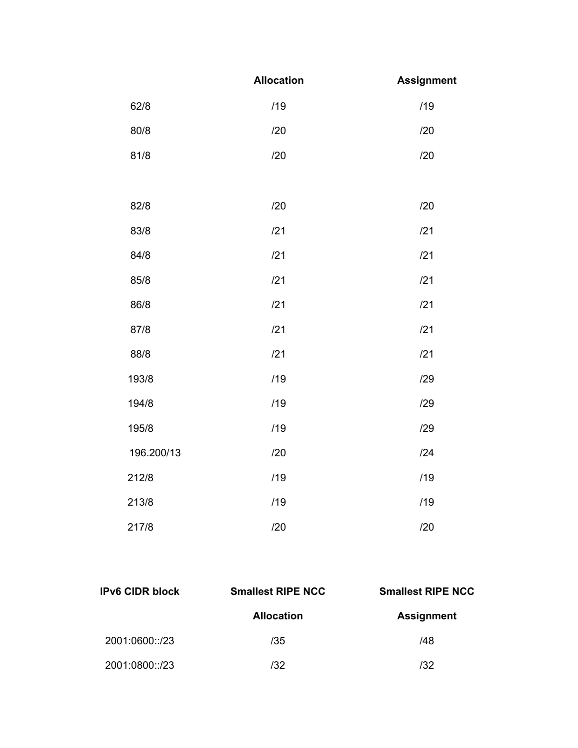| | Allocation | Assignment |
|---|---|---|
| 62/8 | /19 | /19 |
| 80/8 | /20 | /20 |
| 81/8 | /20 | /20 |
| 82/8 | /20 | /20 |
| 83/8 | /21 | /21 |
| 84/8 | /21 | /21 |
| 85/8 | /21 | /21 |
| 86/8 | /21 | /21 |
| 87/8 | /21 | /21 |
| 88/8 | /21 | /21 |
| 193/8 | /19 | /29 |
| 194/8 | /19 | /29 |
| 195/8 | /19 | /29 |
| 196.200/13 | /20 | /24 |
| 212/8 | /19 | /19 |
| 213/8 | /19 | /19 |
| 217/8 | /20 | /20 |

| IPv6 CIDR block | Smallest RIPE NCC Allocation | Smallest RIPE NCC Assignment |
|---|---|---|
| 2001:0600::/23 | /35 | /48 |
| 2001:0800::/23 | /32 | /32 |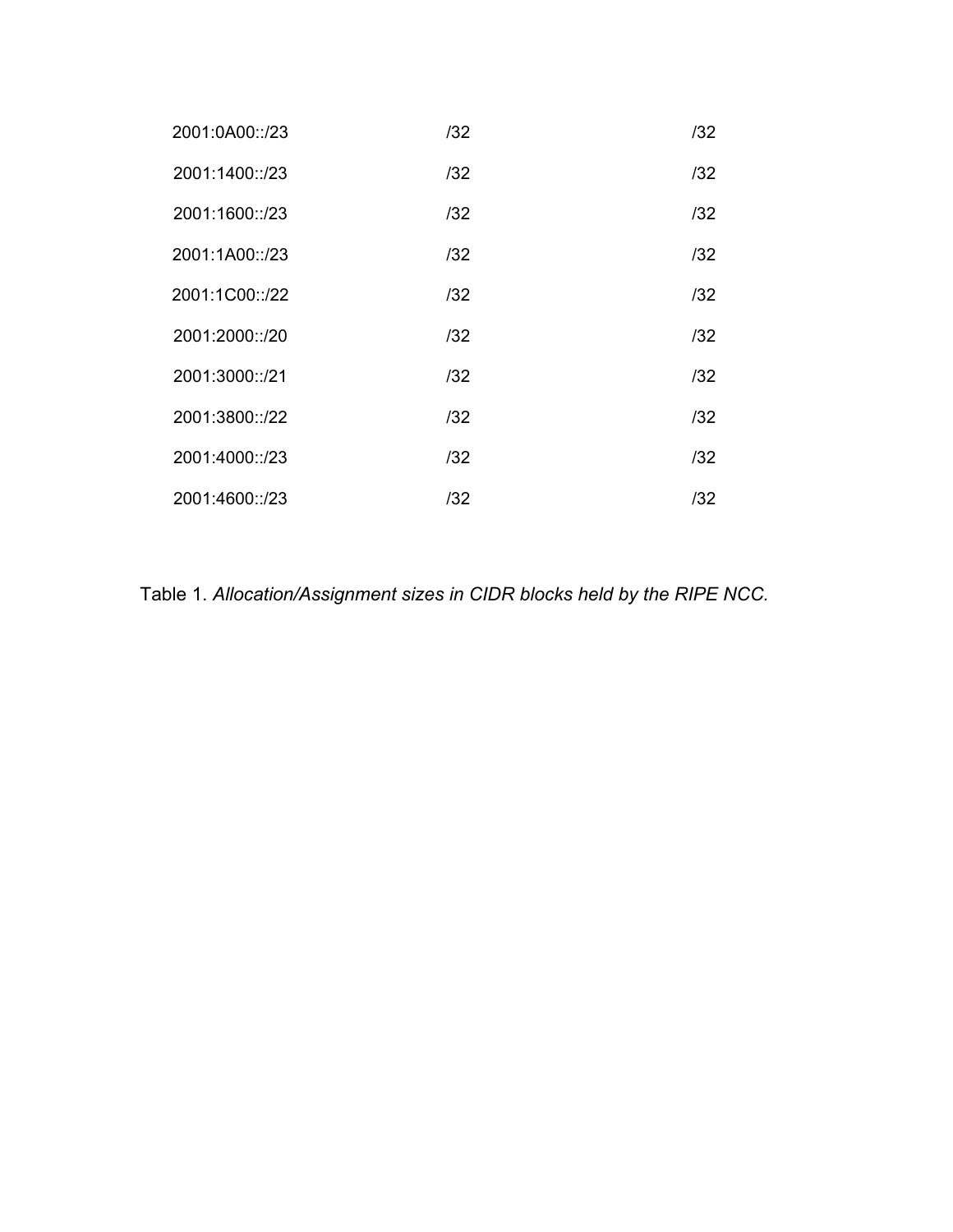| | | |
|---|---|---|
| 2001:0A00::/23 | /32 | /32 |
| 2001:1400::/23 | /32 | /32 |
| 2001:1600::/23 | /32 | /32 |
| 2001:1A00::/23 | /32 | /32 |
| 2001:1C00::/22 | /32 | /32 |
| 2001:2000::/20 | /32 | /32 |
| 2001:3000::/21 | /32 | /32 |
| 2001:3800::/22 | /32 | /32 |
| 2001:4000::/23 | /32 | /32 |
| 2001:4600::/23 | /32 | /32 |

Table 1. *Allocation/Assignment sizes in CIDR blocks held by the RIPE NCC.*